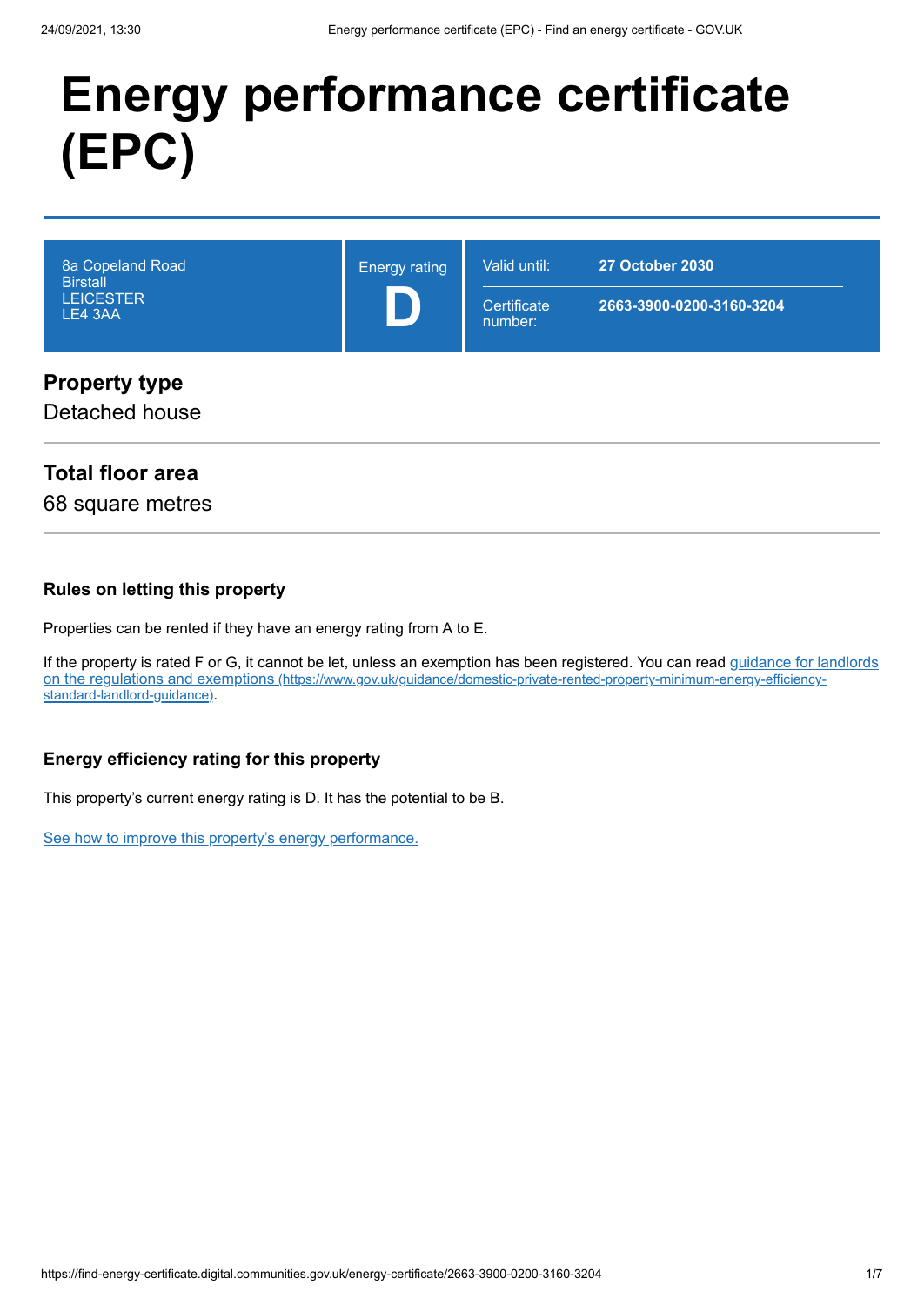# Energy performance certificate (EPC)

| 8a Copeland Road<br>Birstall<br>LEICESTER<br>LE4 3AA | Energy rating<br>**D** | Valid until: **27 October 2030**<br>Certificate number: **2663-3900-0200-3160-3204** |
| --- | --- | --- |

## Property type

Detached house

## Total floor area

68 square metres

### Rules on letting this property

Properties can be rented if they have an energy rating from A to E.

If the property is rated F or G, it cannot be let, unless an exemption has been registered. You can read guidance for landlords on the regulations and exemptions (https://www.gov.uk/guidance/domestic-private-rented-property-minimum-energy-efficiency-standard-landlord-guidance).

### Energy efficiency rating for this property

This property's current energy rating is D. It has the potential to be B.

See how to improve this property's energy performance.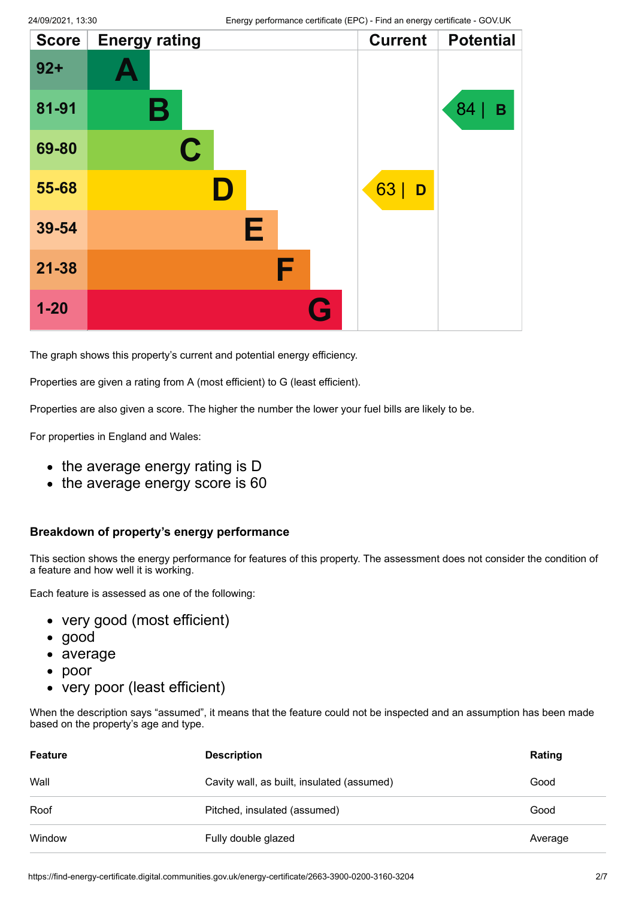| Score | Energy rating | Current | Potential |
|---|---|---|---|
| 92+ | A | | |
| 81-91 | B | | 84 \| B |
| 69-80 | C | | |
| 55-68 | D | 63 \| D | |
| 39-54 | E | | |
| 21-38 | F | | |
| 1-20 | G | | |

The graph shows this property's current and potential energy efficiency.

Properties are given a rating from A (most efficient) to G (least efficient).

Properties are also given a score. The higher the number the lower your fuel bills are likely to be.

For properties in England and Wales:

- the average energy rating is D
- the average energy score is 60

### Breakdown of property's energy performance

This section shows the energy performance for features of this property. The assessment does not consider the condition of a feature and how well it is working.

Each feature is assessed as one of the following:

- very good (most efficient)
- good
- average
- poor
- very poor (least efficient)

When the description says "assumed", it means that the feature could not be inspected and an assumption has been made based on the property's age and type.

| Feature | Description | Rating |
|---|---|---|
| Wall | Cavity wall, as built, insulated (assumed) | Good |
| Roof | Pitched, insulated (assumed) | Good |
| Window | Fully double glazed | Average |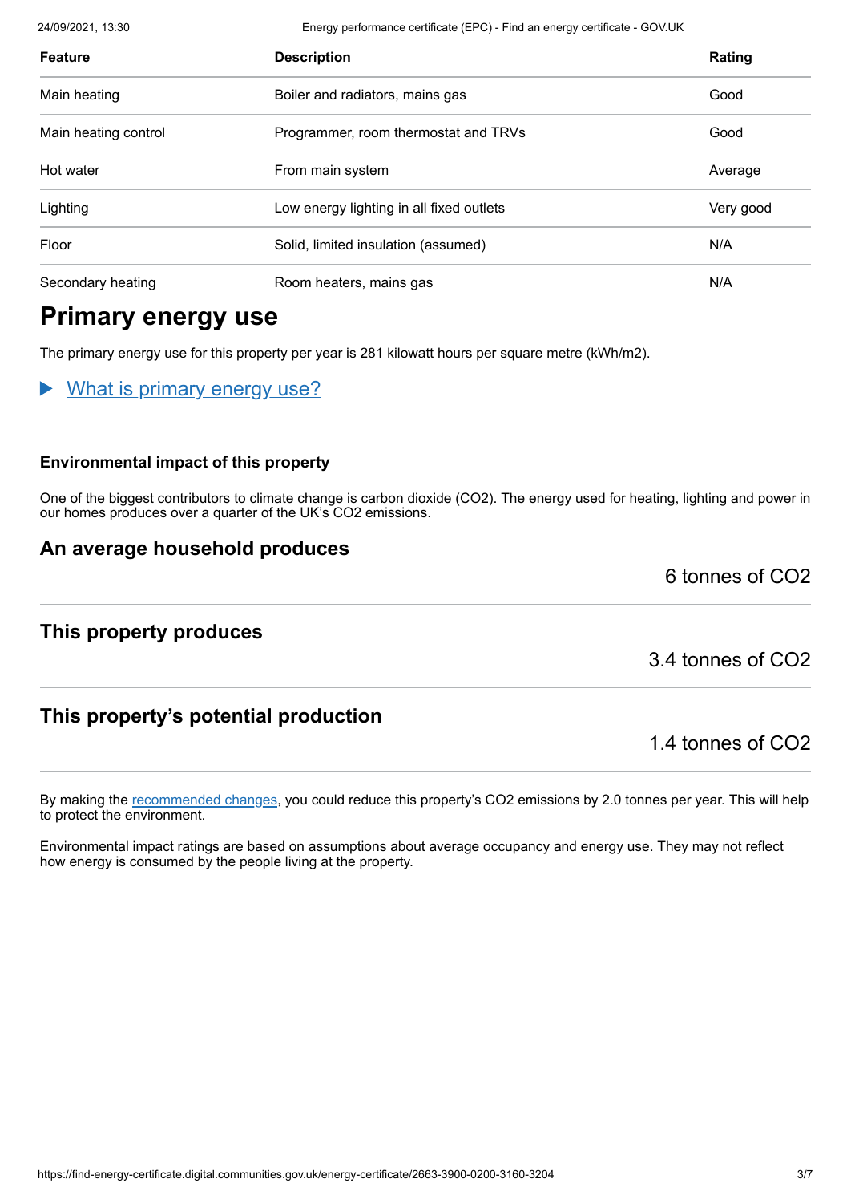| Feature | Description | Rating |
|---|---|---|
| Main heating | Boiler and radiators, mains gas | Good |
| Main heating control | Programmer, room thermostat and TRVs | Good |
| Hot water | From main system | Average |
| Lighting | Low energy lighting in all fixed outlets | Very good |
| Floor | Solid, limited insulation (assumed) | N/A |
| Secondary heating | Room heaters, mains gas | N/A |

# Primary energy use

The primary energy use for this property per year is 281 kilowatt hours per square metre (kWh/m2).

▶ What is primary energy use?

### Environmental impact of this property

One of the biggest contributors to climate change is carbon dioxide ($CO_2$). The energy used for heating, lighting and power in our homes produces over a quarter of the UK's $CO_2$ emissions.

## An average household produces

6 tonnes of $CO_2$

## This property produces

3.4 tonnes of $CO_2$

## This property's potential production

1.4 tonnes of $CO_2$

By making the recommended changes, you could reduce this property's $CO_2$ emissions by 2.0 tonnes per year. This will help to protect the environment.

Environmental impact ratings are based on assumptions about average occupancy and energy use. They may not reflect how energy is consumed by the people living at the property.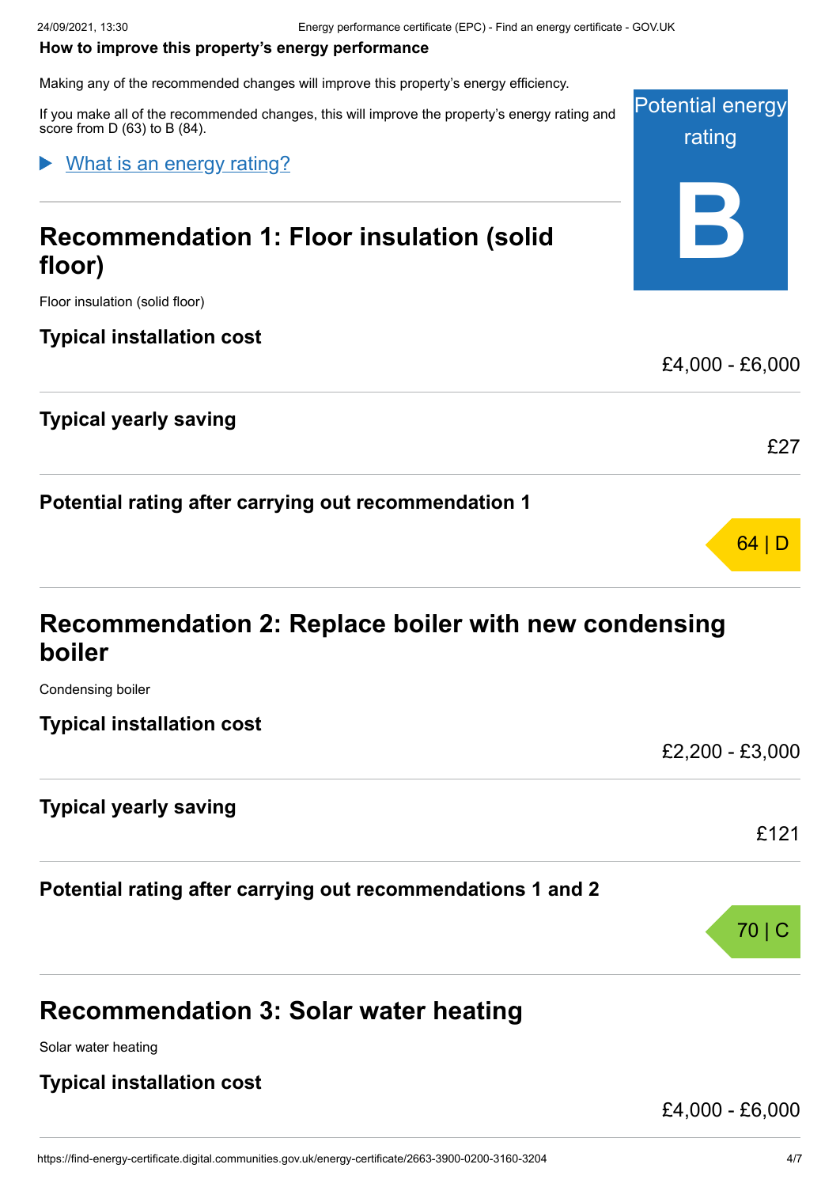**How to improve this property's energy performance**

Making any of the recommended changes will improve this property's energy efficiency.

If you make all of the recommended changes, this will improve the property's energy rating and score from D (63) to B (84).

Potential energy rating

**B**

▶ What is an energy rating?

## Recommendation 1: Floor insulation (solid floor)

Floor insulation (solid floor)

**Typical installation cost**

£4,000 - £6,000

**Typical yearly saving**

£27

**Potential rating after carrying out recommendation 1**

64 | D

## Recommendation 2: Replace boiler with new condensing boiler

Condensing boiler

**Typical installation cost**

£2,200 - £3,000

**Typical yearly saving**

£121

**Potential rating after carrying out recommendations 1 and 2**

70 | C

## Recommendation 3: Solar water heating

Solar water heating

**Typical installation cost**

£4,000 - £6,000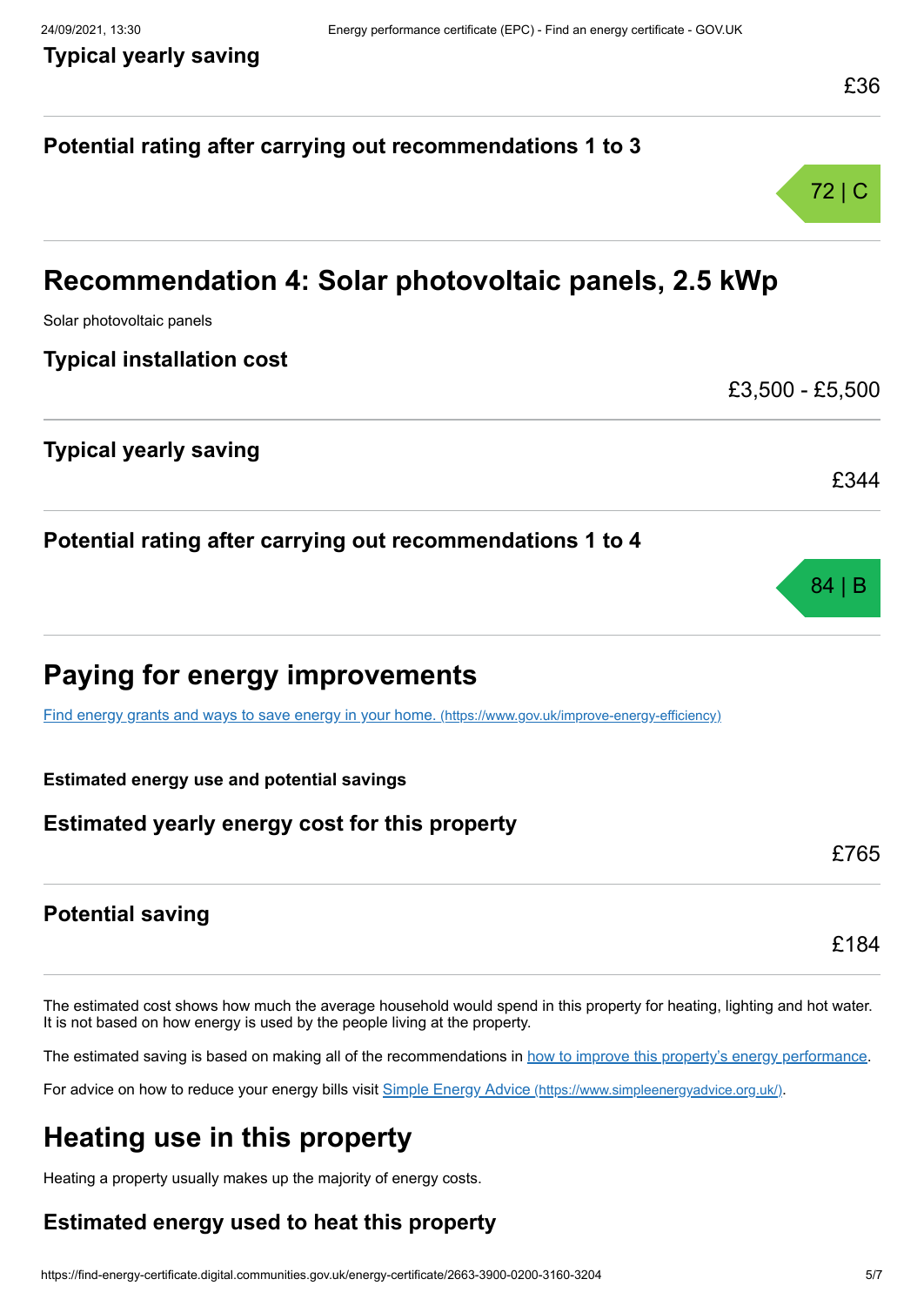### Typical yearly saving

£36

### Potential rating after carrying out recommendations 1 to 3

72 | C

## Recommendation 4: Solar photovoltaic panels, 2.5 kWp

Solar photovoltaic panels

### Typical installation cost

£3,500 - £5,500

### Typical yearly saving

£344

### Potential rating after carrying out recommendations 1 to 4

84 | B

## Paying for energy improvements

[Find energy grants and ways to save energy in your home. (https://www.gov.uk/improve-energy-efficiency)](https://www.gov.uk/improve-energy-efficiency)

**Estimated energy use and potential savings**

### Estimated yearly energy cost for this property

£765

### Potential saving

£184

The estimated cost shows how much the average household would spend in this property for heating, lighting and hot water. It is not based on how energy is used by the people living at the property.

The estimated saving is based on making all of the recommendations in how to improve this property's energy performance.

For advice on how to reduce your energy bills visit [Simple Energy Advice (https://www.simpleenergyadvice.org.uk/)](https://www.simpleenergyadvice.org.uk/).

## Heating use in this property

Heating a property usually makes up the majority of energy costs.

### Estimated energy used to heat this property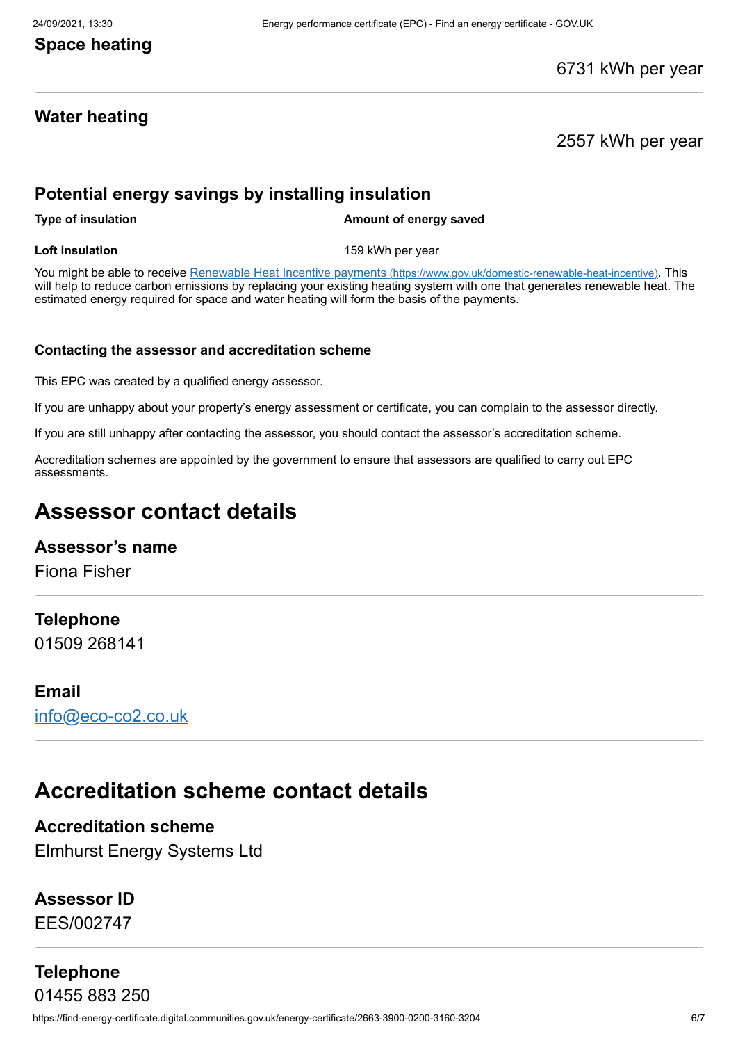### Space heating

6731 kWh per year

### Water heating

2557 kWh per year

### Potential energy savings by installing insulation

| Type of insulation | Amount of energy saved |
| --- | --- |
| Loft insulation | 159 kWh per year |

You might be able to receive [Renewable Heat Incentive payments (https://www.gov.uk/domestic-renewable-heat-incentive)](https://www.gov.uk/domestic-renewable-heat-incentive). This will help to reduce carbon emissions by replacing your existing heating system with one that generates renewable heat. The estimated energy required for space and water heating will form the basis of the payments.

#### Contacting the assessor and accreditation scheme

This EPC was created by a qualified energy assessor.

If you are unhappy about your property's energy assessment or certificate, you can complain to the assessor directly.

If you are still unhappy after contacting the assessor, you should contact the assessor's accreditation scheme.

Accreditation schemes are appointed by the government to ensure that assessors are qualified to carry out EPC assessments.

## Assessor contact details

### Assessor's name

Fiona Fisher

### Telephone

01509 268141

### Email

[info@eco-co2.co.uk](mailto:info@eco-co2.co.uk)

## Accreditation scheme contact details

### Accreditation scheme

Elmhurst Energy Systems Ltd

### Assessor ID

EES/002747

### Telephone

01455 883 250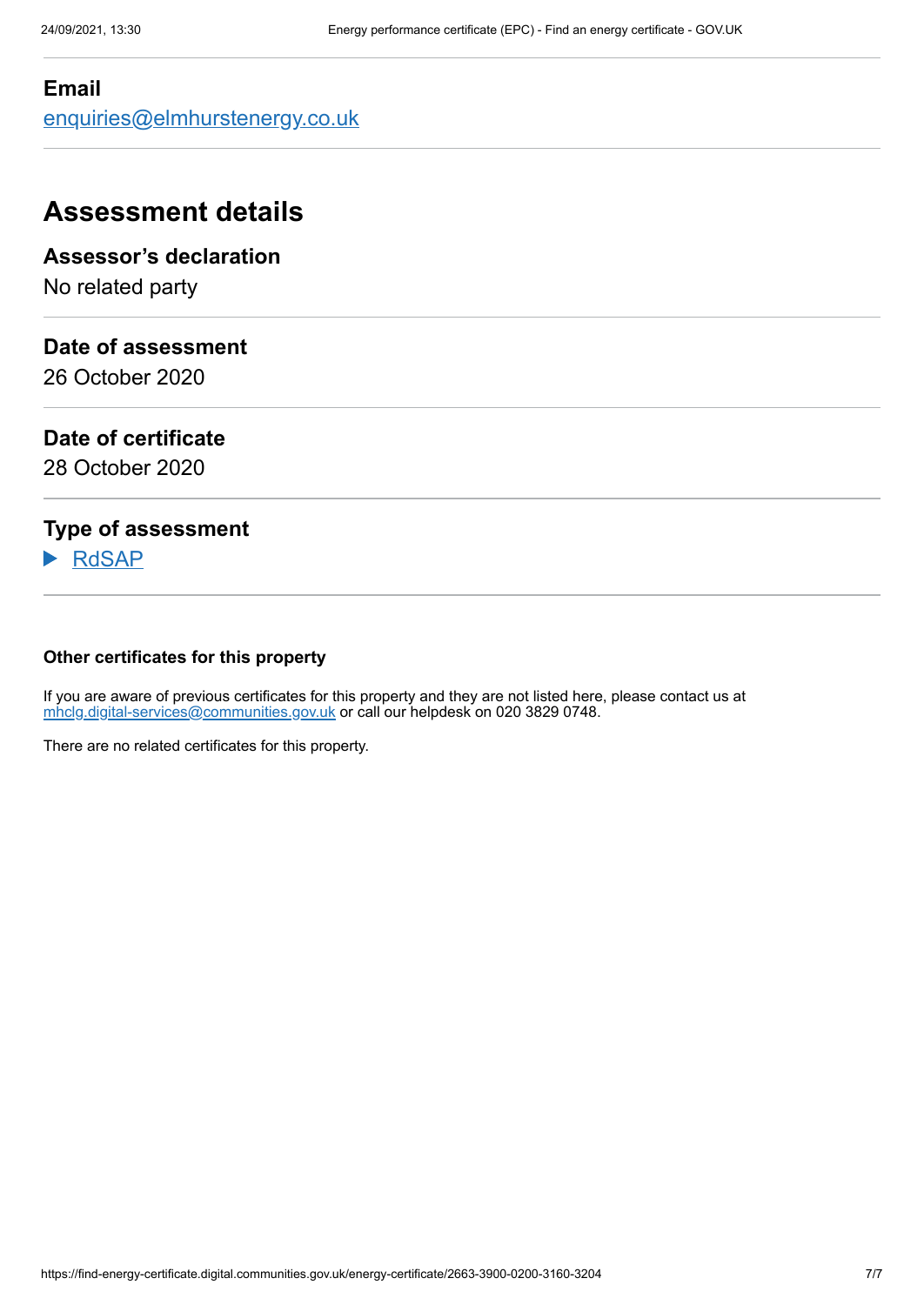### Email

enquiries@elmhurstenergy.co.uk

## Assessment details

### Assessor’s declaration

No related party

### Date of assessment

26 October 2020

### Date of certificate

28 October 2020

### Type of assessment

▶ RdSAP

#### Other certificates for this property

If you are aware of previous certificates for this property and they are not listed here, please contact us at mhclg.digital-services@communities.gov.uk or call our helpdesk on 020 3829 0748.

There are no related certificates for this property.